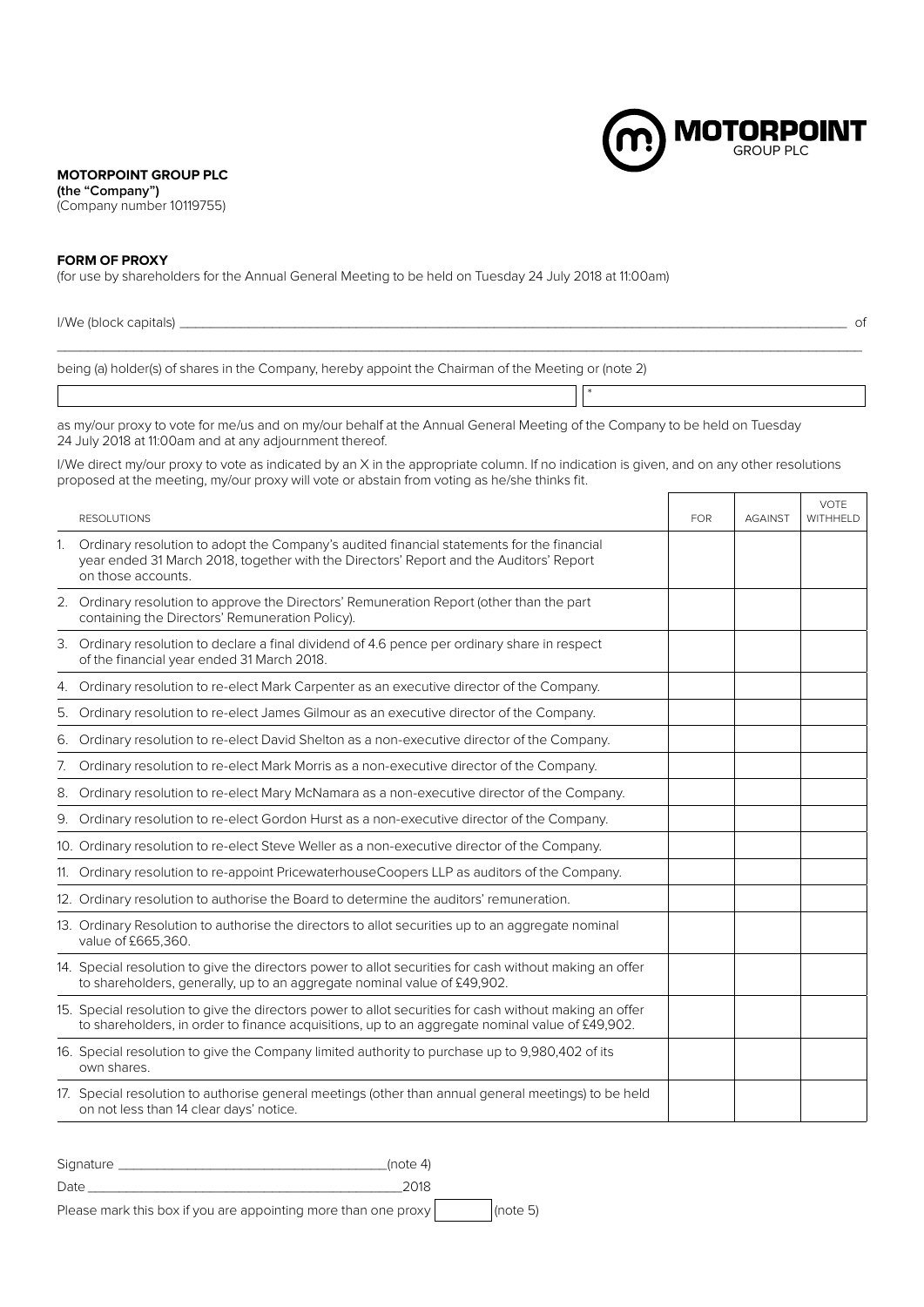**MOTORPOINT GROUP PLC**
**(the "Company")**
(Company number 10119755)

**FORM OF PROXY**
(for use by shareholders for the Annual General Meeting to be held on Tuesday 24 July 2018 at 11:00am)

I/We (block capitals) ______________________________________________________________________________ of

______________________________________________________________________________________________

being (a) holder(s) of shares in the Company, hereby appoint the Chairman of the Meeting or (note 2)

| | * |
|---|---|

as my/our proxy to vote for me/us and on my/our behalf at the Annual General Meeting of the Company to be held on Tuesday 24 July 2018 at 11:00am and at any adjournment thereof.

I/We direct my/our proxy to vote as indicated by an X in the appropriate column. If no indication is given, and on any other resolutions proposed at the meeting, my/our proxy will vote or abstain from voting as he/she thinks fit.

| RESOLUTIONS | FOR | AGAINST | VOTE WITHHELD |
|---|---|---|---|
| 1. Ordinary resolution to adopt the Company's audited financial statements for the financial year ended 31 March 2018, together with the Directors' Report and the Auditors' Report on those accounts. | | | |
| 2. Ordinary resolution to approve the Directors' Remuneration Report (other than the part containing the Directors' Remuneration Policy). | | | |
| 3. Ordinary resolution to declare a final dividend of 4.6 pence per ordinary share in respect of the financial year ended 31 March 2018. | | | |
| 4. Ordinary resolution to re-elect Mark Carpenter as an executive director of the Company. | | | |
| 5. Ordinary resolution to re-elect James Gilmour as an executive director of the Company. | | | |
| 6. Ordinary resolution to re-elect David Shelton as a non-executive director of the Company. | | | |
| 7. Ordinary resolution to re-elect Mark Morris as a non-executive director of the Company. | | | |
| 8. Ordinary resolution to re-elect Mary McNamara as a non-executive director of the Company. | | | |
| 9. Ordinary resolution to re-elect Gordon Hurst as a non-executive director of the Company. | | | |
| 10. Ordinary resolution to re-elect Steve Weller as a non-executive director of the Company. | | | |
| 11. Ordinary resolution to re-appoint PricewaterhouseCoopers LLP as auditors of the Company. | | | |
| 12. Ordinary resolution to authorise the Board to determine the auditors' remuneration. | | | |
| 13. Ordinary Resolution to authorise the directors to allot securities up to an aggregate nominal value of £665,360. | | | |
| 14. Special resolution to give the directors power to allot securities for cash without making an offer to shareholders, generally, up to an aggregate nominal value of £49,902. | | | |
| 15. Special resolution to give the directors power to allot securities for cash without making an offer to shareholders, in order to finance acquisitions, up to an aggregate nominal value of £49,902. | | | |
| 16. Special resolution to give the Company limited authority to purchase up to 9,980,402 of its own shares. | | | |
| 17. Special resolution to authorise general meetings (other than annual general meetings) to be held on not less than 14 clear days' notice. | | | |

Signature ____________________________________(note 4)

Date ____________________________________________2018

Please mark this box if you are appointing more than one proxy [ ] (note 5)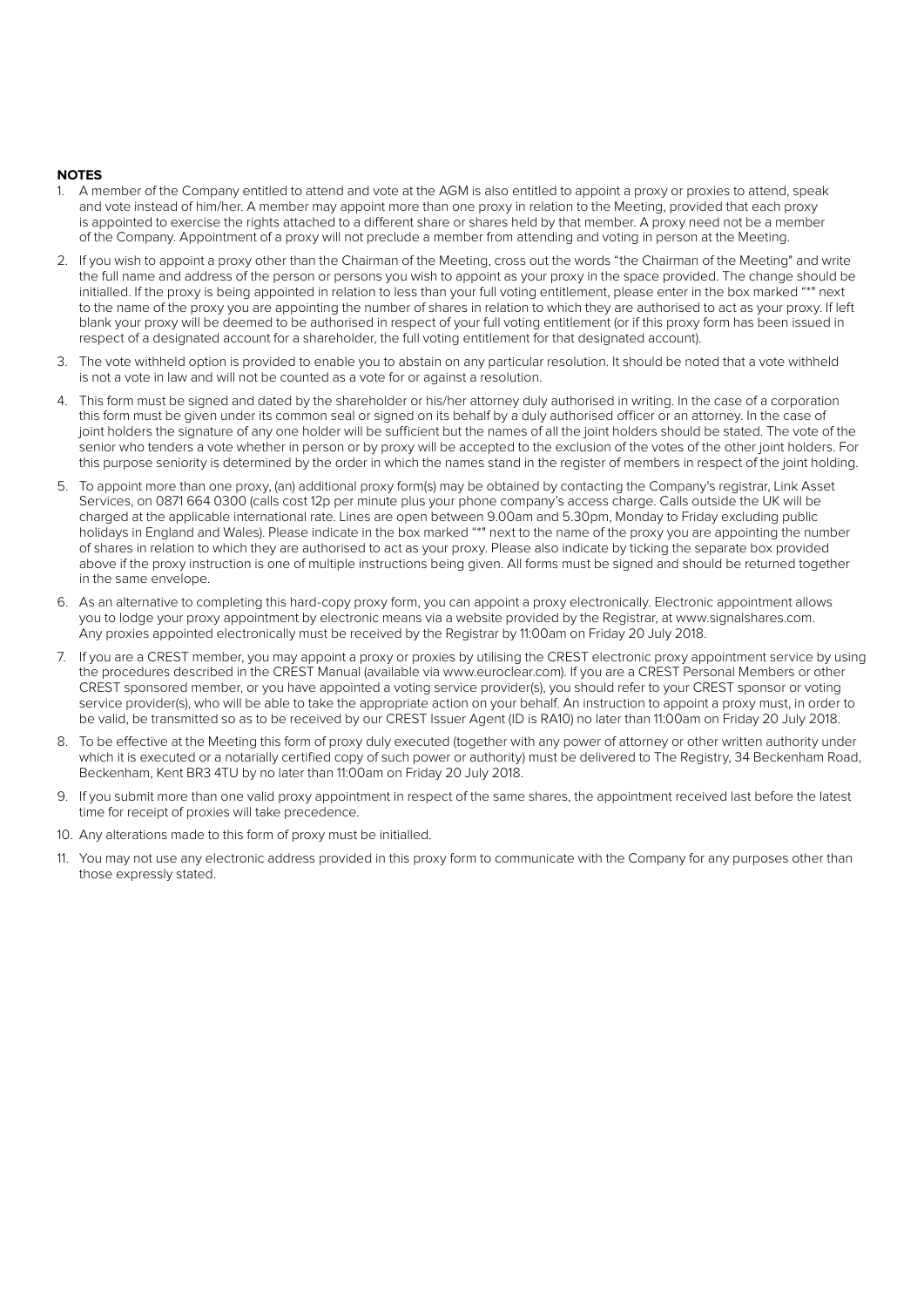**NOTES**

1. A member of the Company entitled to attend and vote at the AGM is also entitled to appoint a proxy or proxies to attend, speak and vote instead of him/her. A member may appoint more than one proxy in relation to the Meeting, provided that each proxy is appointed to exercise the rights attached to a different share or shares held by that member. A proxy need not be a member of the Company. Appointment of a proxy will not preclude a member from attending and voting in person at the Meeting.
2. If you wish to appoint a proxy other than the Chairman of the Meeting, cross out the words "the Chairman of the Meeting" and write the full name and address of the person or persons you wish to appoint as your proxy in the space provided. The change should be initialled. If the proxy is being appointed in relation to less than your full voting entitlement, please enter in the box marked "*" next to the name of the proxy you are appointing the number of shares in relation to which they are authorised to act as your proxy. If left blank your proxy will be deemed to be authorised in respect of your full voting entitlement (or if this proxy form has been issued in respect of a designated account for a shareholder, the full voting entitlement for that designated account).
3. The vote withheld option is provided to enable you to abstain on any particular resolution. It should be noted that a vote withheld is not a vote in law and will not be counted as a vote for or against a resolution.
4. This form must be signed and dated by the shareholder or his/her attorney duly authorised in writing. In the case of a corporation this form must be given under its common seal or signed on its behalf by a duly authorised officer or an attorney. In the case of joint holders the signature of any one holder will be sufficient but the names of all the joint holders should be stated. The vote of the senior who tenders a vote whether in person or by proxy will be accepted to the exclusion of the votes of the other joint holders. For this purpose seniority is determined by the order in which the names stand in the register of members in respect of the joint holding.
5. To appoint more than one proxy, (an) additional proxy form(s) may be obtained by contacting the Company's registrar, Link Asset Services, on 0871 664 0300 (calls cost 12p per minute plus your phone company's access charge. Calls outside the UK will be charged at the applicable international rate. Lines are open between 9.00am and 5.30pm, Monday to Friday excluding public holidays in England and Wales). Please indicate in the box marked "*" next to the name of the proxy you are appointing the number of shares in relation to which they are authorised to act as your proxy. Please also indicate by ticking the separate box provided above if the proxy instruction is one of multiple instructions being given. All forms must be signed and should be returned together in the same envelope.
6. As an alternative to completing this hard-copy proxy form, you can appoint a proxy electronically. Electronic appointment allows you to lodge your proxy appointment by electronic means via a website provided by the Registrar, at www.signalshares.com. Any proxies appointed electronically must be received by the Registrar by 11:00am on Friday 20 July 2018.
7. If you are a CREST member, you may appoint a proxy or proxies by utilising the CREST electronic proxy appointment service by using the procedures described in the CREST Manual (available via www.euroclear.com). If you are a CREST Personal Members or other CREST sponsored member, or you have appointed a voting service provider(s), you should refer to your CREST sponsor or voting service provider(s), who will be able to take the appropriate action on your behalf. An instruction to appoint a proxy must, in order to be valid, be transmitted so as to be received by our CREST Issuer Agent (ID is RA10) no later than 11:00am on Friday 20 July 2018.
8. To be effective at the Meeting this form of proxy duly executed (together with any power of attorney or other written authority under which it is executed or a notarially certified copy of such power or authority) must be delivered to The Registry, 34 Beckenham Road, Beckenham, Kent BR3 4TU by no later than 11:00am on Friday 20 July 2018.
9. If you submit more than one valid proxy appointment in respect of the same shares, the appointment received last before the latest time for receipt of proxies will take precedence.
10. Any alterations made to this form of proxy must be initialled.
11. You may not use any electronic address provided in this proxy form to communicate with the Company for any purposes other than those expressly stated.